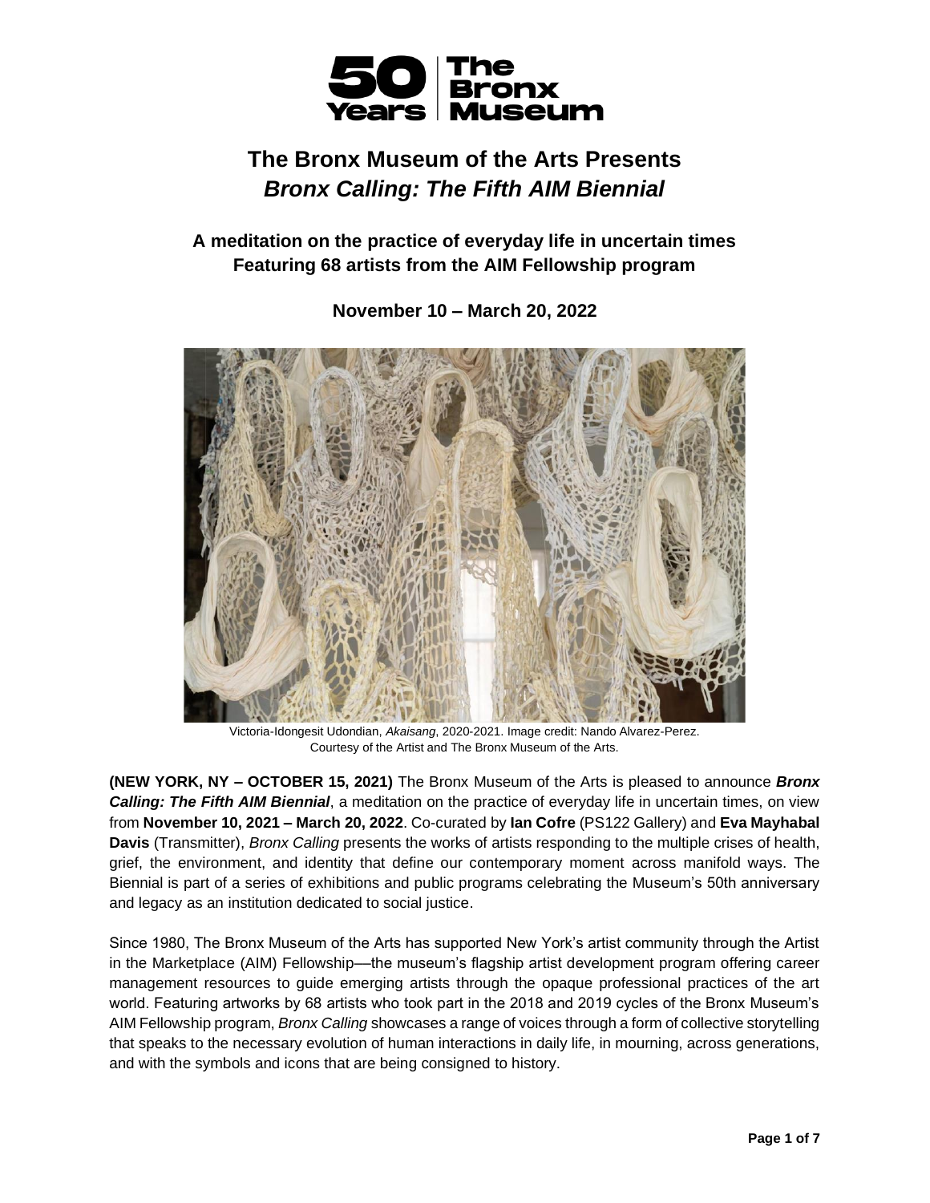# The Bronx Museum of the Arts Presents *Bronx Calling: The Fifth AIM Biennial*

### A meditation on the practice of everyday life in uncertain times Featuring 68 artists from the AIM Fellowship program

### November 10 – March 20, 2022

Victoria-Idongesit Udondian, *Akaisang*, 2020-2021. Image credit: Nando Alvarez-Perez. Courtesy of the Artist and The Bronx Museum of the Arts.

**(NEW YORK, NY – OCTOBER 15, 2021)** The Bronx Museum of the Arts is pleased to announce ***Bronx Calling: The Fifth AIM Biennial***, a meditation on the practice of everyday life in uncertain times, on view from **November 10, 2021 – March 20, 2022**. Co-curated by **Ian Cofre** (PS122 Gallery) and **Eva Mayhabal Davis** (Transmitter), *Bronx Calling* presents the works of artists responding to the multiple crises of health, grief, the environment, and identity that define our contemporary moment across manifold ways. The Biennial is part of a series of exhibitions and public programs celebrating the Museum's 50th anniversary and legacy as an institution dedicated to social justice.

Since 1980, The Bronx Museum of the Arts has supported New York's artist community through the Artist in the Marketplace (AIM) Fellowship—the museum's flagship artist development program offering career management resources to guide emerging artists through the opaque professional practices of the art world. Featuring artworks by 68 artists who took part in the 2018 and 2019 cycles of the Bronx Museum's AIM Fellowship program, *Bronx Calling* showcases a range of voices through a form of collective storytelling that speaks to the necessary evolution of human interactions in daily life, in mourning, across generations, and with the symbols and icons that are being consigned to history.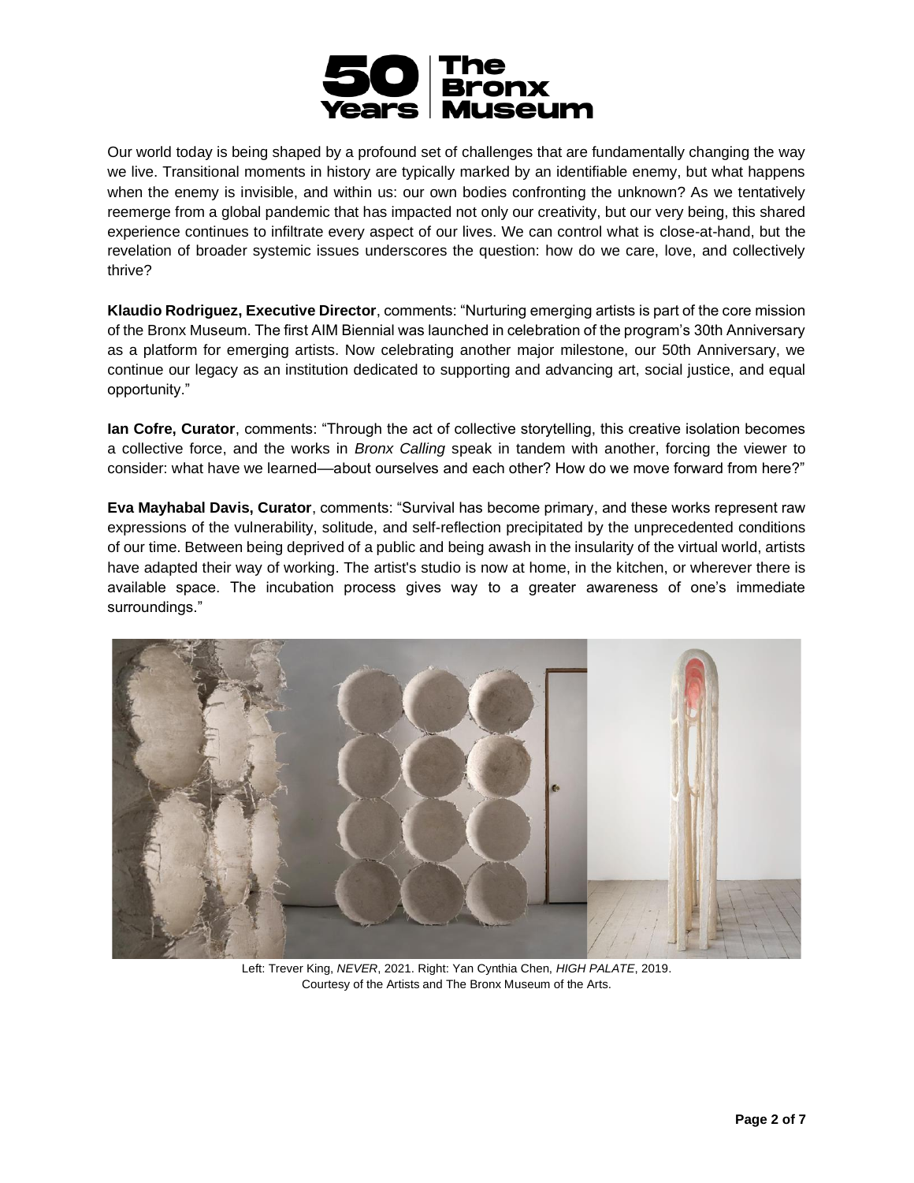Our world today is being shaped by a profound set of challenges that are fundamentally changing the way we live. Transitional moments in history are typically marked by an identifiable enemy, but what happens when the enemy is invisible, and within us: our own bodies confronting the unknown? As we tentatively reemerge from a global pandemic that has impacted not only our creativity, but our very being, this shared experience continues to infiltrate every aspect of our lives. We can control what is close-at-hand, but the revelation of broader systemic issues underscores the question: how do we care, love, and collectively thrive?

**Klaudio Rodriguez, Executive Director**, comments: "Nurturing emerging artists is part of the core mission of the Bronx Museum. The first AIM Biennial was launched in celebration of the program's 30th Anniversary as a platform for emerging artists. Now celebrating another major milestone, our 50th Anniversary, we continue our legacy as an institution dedicated to supporting and advancing art, social justice, and equal opportunity."

**Ian Cofre, Curator**, comments: "Through the act of collective storytelling, this creative isolation becomes a collective force, and the works in *Bronx Calling* speak in tandem with another, forcing the viewer to consider: what have we learned—about ourselves and each other? How do we move forward from here?"

**Eva Mayhabal Davis, Curator**, comments: "Survival has become primary, and these works represent raw expressions of the vulnerability, solitude, and self-reflection precipitated by the unprecedented conditions of our time. Between being deprived of a public and being awash in the insularity of the virtual world, artists have adapted their way of working. The artist's studio is now at home, in the kitchen, or wherever there is available space. The incubation process gives way to a greater awareness of one's immediate surroundings."

Left: Trever King, *NEVER*, 2021. Right: Yan Cynthia Chen, *HIGH PALATE*, 2019.
Courtesy of the Artists and The Bronx Museum of the Arts.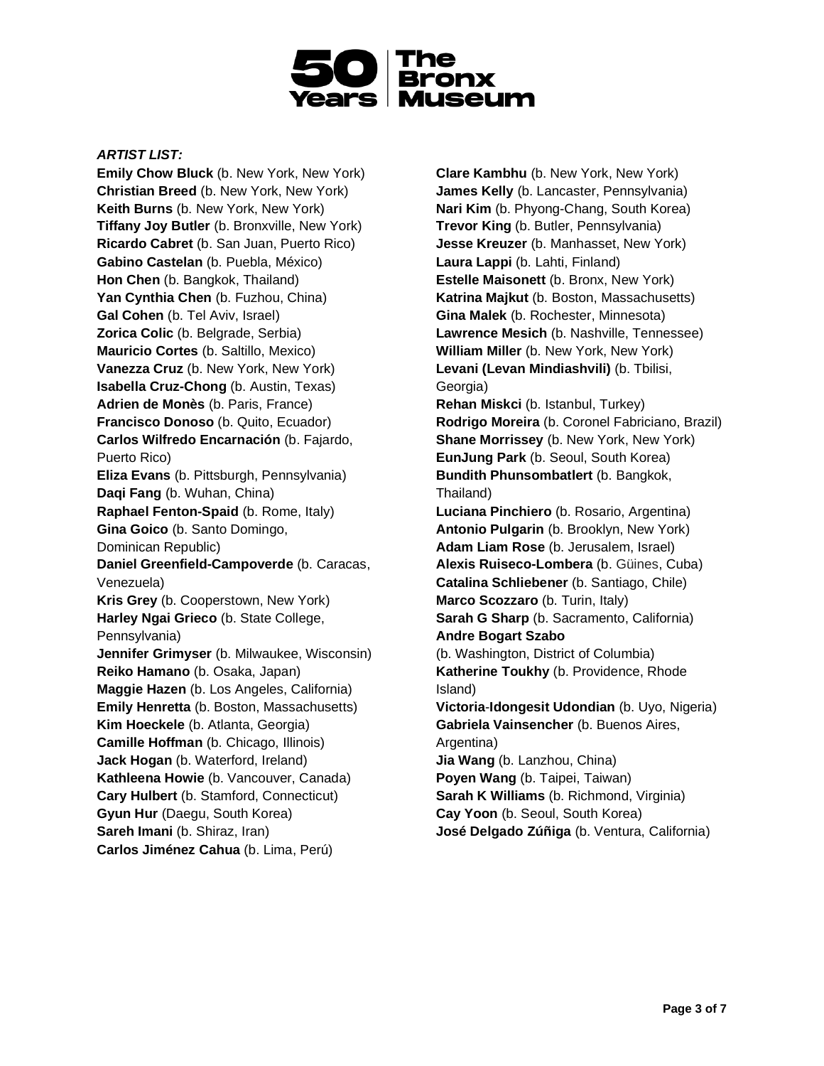***ARTIST LIST:***

**Emily Chow Bluck** (b. New York, New York)
**Christian Breed** (b. New York, New York)
**Keith Burns** (b. New York, New York)
**Tiffany Joy Butler** (b. Bronxville, New York)
**Ricardo Cabret** (b. San Juan, Puerto Rico)
**Gabino Castelan** (b. Puebla, México)
**Hon Chen** (b. Bangkok, Thailand)
**Yan Cynthia Chen** (b. Fuzhou, China)
**Gal Cohen** (b. Tel Aviv, Israel)
**Zorica Colic** (b. Belgrade, Serbia)
**Mauricio Cortes** (b. Saltillo, Mexico)
**Vanezza Cruz** (b. New York, New York)
**Isabella Cruz-Chong** (b. Austin, Texas)
**Adrien de Monès** (b. Paris, France)
**Francisco Donoso** (b. Quito, Ecuador)
**Carlos Wilfredo Encarnación** (b. Fajardo, Puerto Rico)
**Eliza Evans** (b. Pittsburgh, Pennsylvania)
**Daqi Fang** (b. Wuhan, China)
**Raphael Fenton-Spaid** (b. Rome, Italy)
**Gina Goico** (b. Santo Domingo, Dominican Republic)
**Daniel Greenfield-Campoverde** (b. Caracas, Venezuela)
**Kris Grey** (b. Cooperstown, New York)
**Harley Ngai Grieco** (b. State College, Pennsylvania)
**Jennifer Grimyser** (b. Milwaukee, Wisconsin)
**Reiko Hamano** (b. Osaka, Japan)
**Maggie Hazen** (b. Los Angeles, California)
**Emily Henretta** (b. Boston, Massachusetts)
**Kim Hoeckele** (b. Atlanta, Georgia)
**Camille Hoffman** (b. Chicago, Illinois)
**Jack Hogan** (b. Waterford, Ireland)
**Kathleena Howie** (b. Vancouver, Canada)
**Cary Hulbert** (b. Stamford, Connecticut)
**Gyun Hur** (Daegu, South Korea)
**Sareh Imani** (b. Shiraz, Iran)
**Carlos Jiménez Cahua** (b. Lima, Perú)
**Clare Kambhu** (b. New York, New York)
**James Kelly** (b. Lancaster, Pennsylvania)
**Nari Kim** (b. Phyong-Chang, South Korea)
**Trevor King** (b. Butler, Pennsylvania)
**Jesse Kreuzer** (b. Manhasset, New York)
**Laura Lappi** (b. Lahti, Finland)
**Estelle Maisonett** (b. Bronx, New York)
**Katrina Majkut** (b. Boston, Massachusetts)
**Gina Malek** (b. Rochester, Minnesota)
**Lawrence Mesich** (b. Nashville, Tennessee)
**William Miller** (b. New York, New York)
**Levani (Levan Mindiashvili)** (b. Tbilisi, Georgia)
**Rehan Miskci** (b. Istanbul, Turkey)
**Rodrigo Moreira** (b. Coronel Fabriciano, Brazil)
**Shane Morrissey** (b. New York, New York)
**EunJung Park** (b. Seoul, South Korea)
**Bundith Phunsombatlert** (b. Bangkok, Thailand)
**Luciana Pinchiero** (b. Rosario, Argentina)
**Antonio Pulgarin** (b. Brooklyn, New York)
**Adam Liam Rose** (b. Jerusalem, Israel)
**Alexis Ruiseco-Lombera** (b. Güines, Cuba)
**Catalina Schliebener** (b. Santiago, Chile)
**Marco Scozzaro** (b. Turin, Italy)
**Sarah G Sharp** (b. Sacramento, California)
**Andre Bogart Szabo** (b. Washington, District of Columbia)
**Katherine Toukhy** (b. Providence, Rhode Island)
**Victoria-Idongesit Udondian** (b. Uyo, Nigeria)
**Gabriela Vainsencher** (b. Buenos Aires, Argentina)
**Jia Wang** (b. Lanzhou, China)
**Poyen Wang** (b. Taipei, Taiwan)
**Sarah K Williams** (b. Richmond, Virginia)
**Cay Yoon** (b. Seoul, South Korea)
**José Delgado Zúñiga** (b. Ventura, California)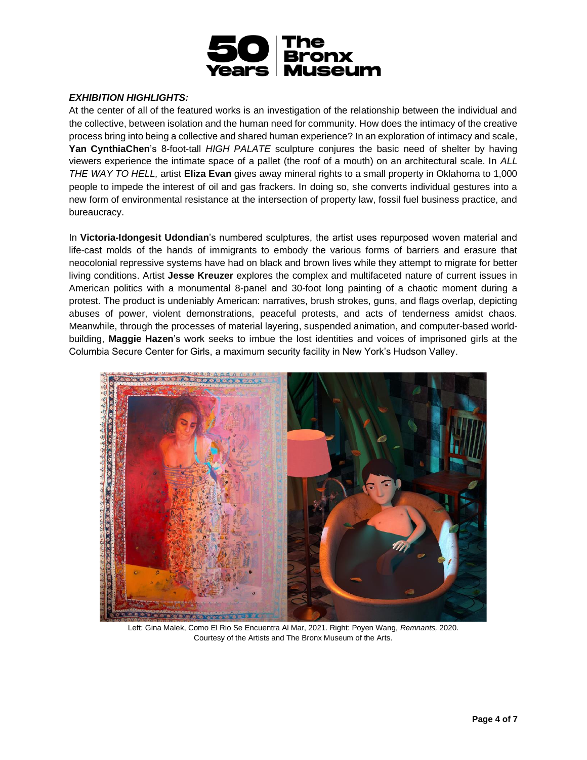***EXHIBITION HIGHLIGHTS:***

At the center of all of the featured works is an investigation of the relationship between the individual and the collective, between isolation and the human need for community. How does the intimacy of the creative process bring into being a collective and shared human experience? In an exploration of intimacy and scale, **Yan CynthiaChen**'s 8-foot-tall *HIGH PALATE* sculpture conjures the basic need of shelter by having viewers experience the intimate space of a pallet (the roof of a mouth) on an architectural scale. In *ALL THE WAY TO HELL,* artist **Eliza Evan** gives away mineral rights to a small property in Oklahoma to 1,000 people to impede the interest of oil and gas frackers. In doing so, she converts individual gestures into a new form of environmental resistance at the intersection of property law, fossil fuel business practice, and bureaucracy.

In **Victoria-Idongesit Udondian**'s numbered sculptures, the artist uses repurposed woven material and life-cast molds of the hands of immigrants to embody the various forms of barriers and erasure that neocolonial repressive systems have had on black and brown lives while they attempt to migrate for better living conditions. Artist **Jesse Kreuzer** explores the complex and multifaceted nature of current issues in American politics with a monumental 8-panel and 30-foot long painting of a chaotic moment during a protest. The product is undeniably American: narratives, brush strokes, guns, and flags overlap, depicting abuses of power, violent demonstrations, peaceful protests, and acts of tenderness amidst chaos. Meanwhile, through the processes of material layering, suspended animation, and computer-based world-building, **Maggie Hazen**'s work seeks to imbue the lost identities and voices of imprisoned girls at the Columbia Secure Center for Girls, a maximum security facility in New York's Hudson Valley.

Left: Gina Malek, Como El Rio Se Encuentra Al Mar, 2021. Right: Poyen Wang, *Remnants,* 2020. Courtesy of the Artists and The Bronx Museum of the Arts.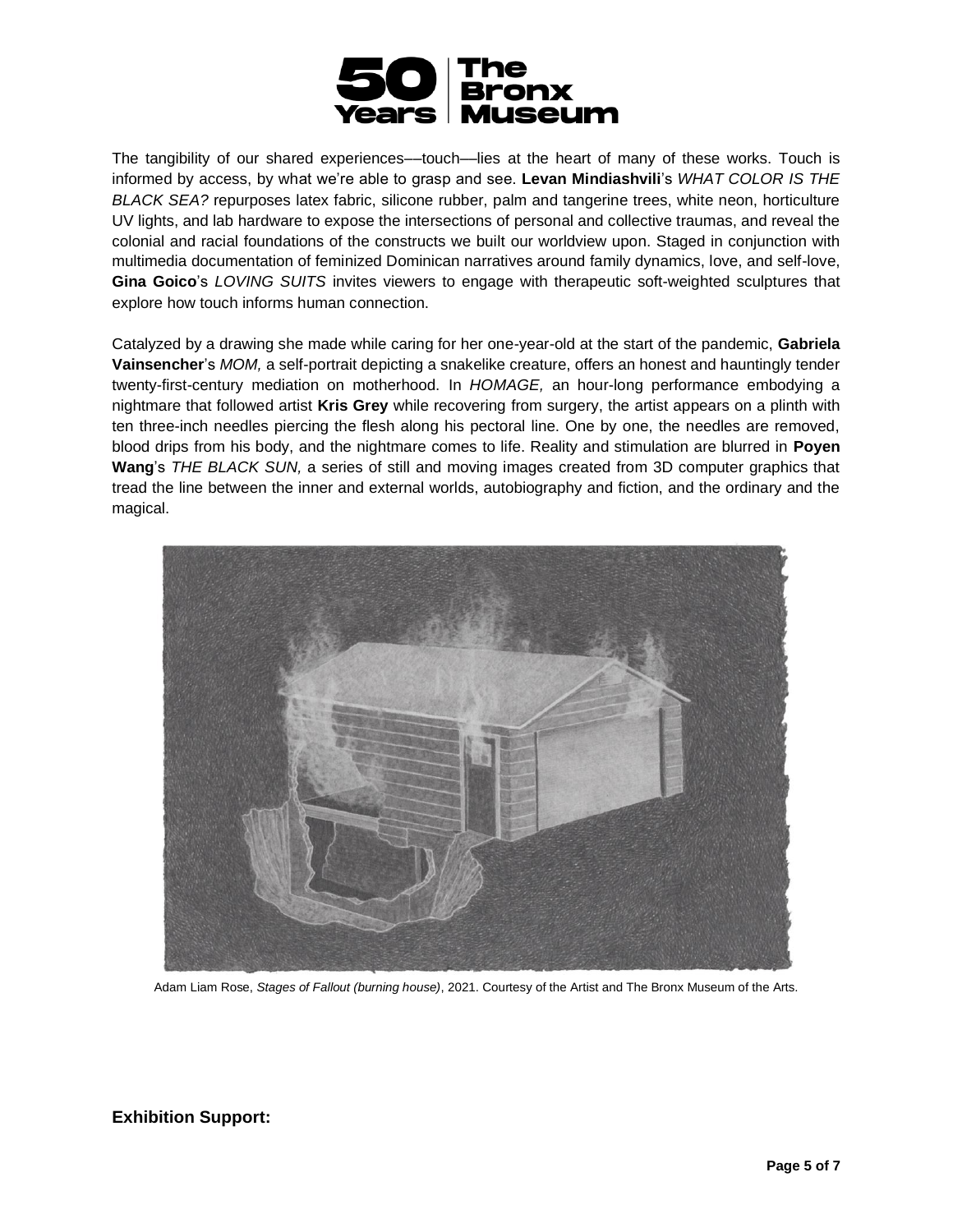The tangibility of our shared experiences––touch—lies at the heart of many of these works. Touch is informed by access, by what we're able to grasp and see. **Levan Mindiashvili**'s *WHAT COLOR IS THE BLACK SEA?* repurposes latex fabric, silicone rubber, palm and tangerine trees, white neon, horticulture UV lights, and lab hardware to expose the intersections of personal and collective traumas, and reveal the colonial and racial foundations of the constructs we built our worldview upon. Staged in conjunction with multimedia documentation of feminized Dominican narratives around family dynamics, love, and self-love, **Gina Goico**'s *LOVING SUITS* invites viewers to engage with therapeutic soft-weighted sculptures that explore how touch informs human connection.

Catalyzed by a drawing she made while caring for her one-year-old at the start of the pandemic, **Gabriela Vainsencher**'s *MOM,* a self-portrait depicting a snakelike creature, offers an honest and hauntingly tender twenty-first-century mediation on motherhood. In *HOMAGE,* an hour-long performance embodying a nightmare that followed artist **Kris Grey** while recovering from surgery, the artist appears on a plinth with ten three-inch needles piercing the flesh along his pectoral line. One by one, the needles are removed, blood drips from his body, and the nightmare comes to life. Reality and stimulation are blurred in **Poyen Wang**'s *THE BLACK SUN,* a series of still and moving images created from 3D computer graphics that tread the line between the inner and external worlds, autobiography and fiction, and the ordinary and the magical.

Adam Liam Rose, *Stages of Fallout (burning house)*, 2021. Courtesy of the Artist and The Bronx Museum of the Arts.

## Exhibition Support: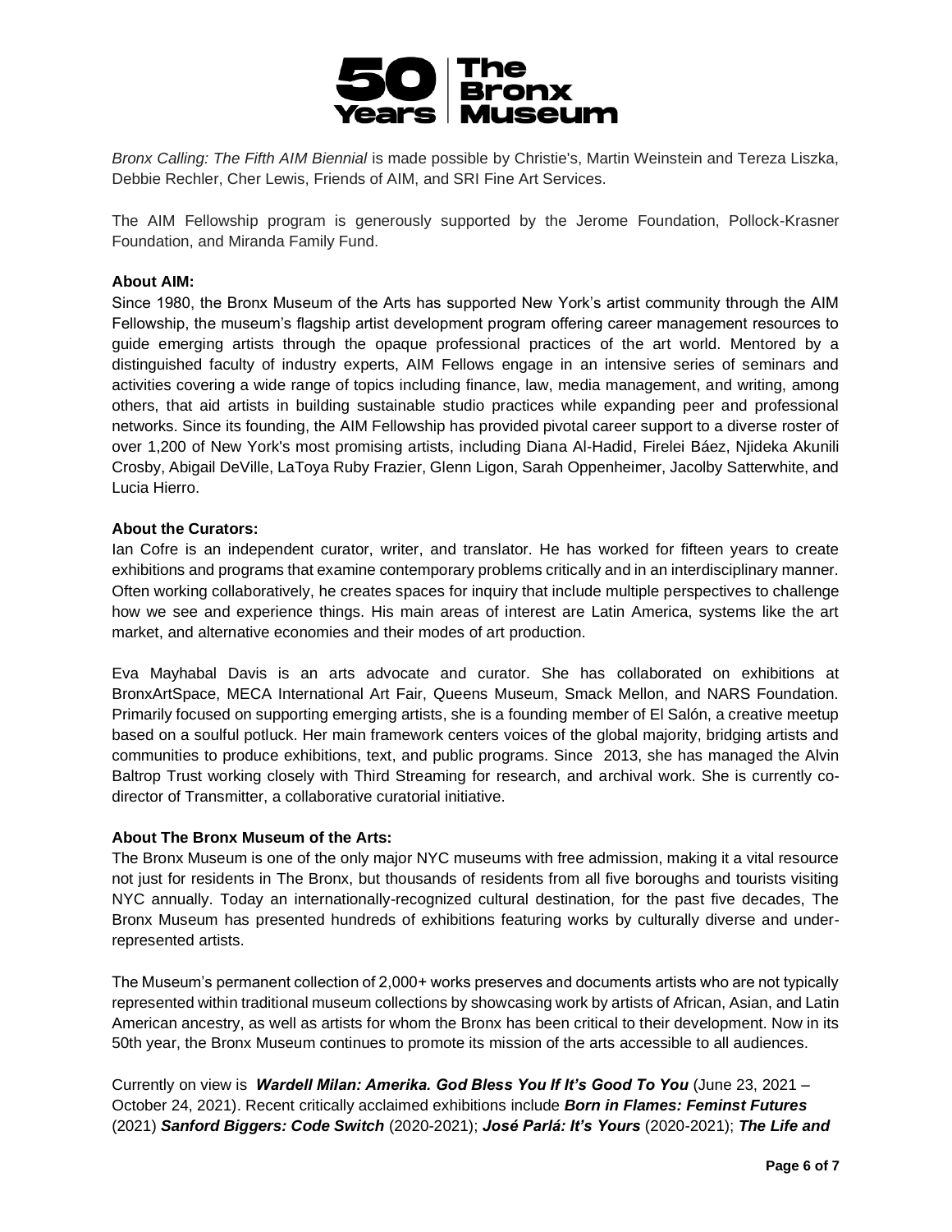*Bronx Calling: The Fifth AIM Biennial* is made possible by Christie's, Martin Weinstein and Tereza Liszka, Debbie Rechler, Cher Lewis, Friends of AIM, and SRI Fine Art Services.

The AIM Fellowship program is generously supported by the Jerome Foundation, Pollock-Krasner Foundation, and Miranda Family Fund.

**About AIM:**

Since 1980, the Bronx Museum of the Arts has supported New York's artist community through the AIM Fellowship, the museum's flagship artist development program offering career management resources to guide emerging artists through the opaque professional practices of the art world. Mentored by a distinguished faculty of industry experts, AIM Fellows engage in an intensive series of seminars and activities covering a wide range of topics including finance, law, media management, and writing, among others, that aid artists in building sustainable studio practices while expanding peer and professional networks. Since its founding, the AIM Fellowship has provided pivotal career support to a diverse roster of over 1,200 of New York's most promising artists, including Diana Al-Hadid, Firelei Báez, Njideka Akunili Crosby, Abigail DeVille, LaToya Ruby Frazier, Glenn Ligon, Sarah Oppenheimer, Jacolby Satterwhite, and Lucia Hierro.

**About the Curators:**

Ian Cofre is an independent curator, writer, and translator. He has worked for fifteen years to create exhibitions and programs that examine contemporary problems critically and in an interdisciplinary manner. Often working collaboratively, he creates spaces for inquiry that include multiple perspectives to challenge how we see and experience things. His main areas of interest are Latin America, systems like the art market, and alternative economies and their modes of art production.

Eva Mayhabal Davis is an arts advocate and curator. She has collaborated on exhibitions at BronxArtSpace, MECA International Art Fair, Queens Museum, Smack Mellon, and NARS Foundation. Primarily focused on supporting emerging artists, she is a founding member of El Salón, a creative meetup based on a soulful potluck. Her main framework centers voices of the global majority, bridging artists and communities to produce exhibitions, text, and public programs. Since 2013, she has managed the Alvin Baltrop Trust working closely with Third Streaming for research, and archival work. She is currently co-director of Transmitter, a collaborative curatorial initiative.

**About The Bronx Museum of the Arts:**

The Bronx Museum is one of the only major NYC museums with free admission, making it a vital resource not just for residents in The Bronx, but thousands of residents from all five boroughs and tourists visiting NYC annually. Today an internationally-recognized cultural destination, for the past five decades, The Bronx Museum has presented hundreds of exhibitions featuring works by culturally diverse and under-represented artists.

The Museum's permanent collection of 2,000+ works preserves and documents artists who are not typically represented within traditional museum collections by showcasing work by artists of African, Asian, and Latin American ancestry, as well as artists for whom the Bronx has been critical to their development. Now in its 50th year, the Bronx Museum continues to promote its mission of the arts accessible to all audiences.

Currently on view is ***Wardell Milan: Amerika. God Bless You If It's Good To You*** (June 23, 2021 – October 24, 2021). Recent critically acclaimed exhibitions include ***Born in Flames: Feminst Futures*** (2021) ***Sanford Biggers: Code Switch*** (2020-2021); ***José Parlá: It's Yours*** (2020-2021); ***The Life and***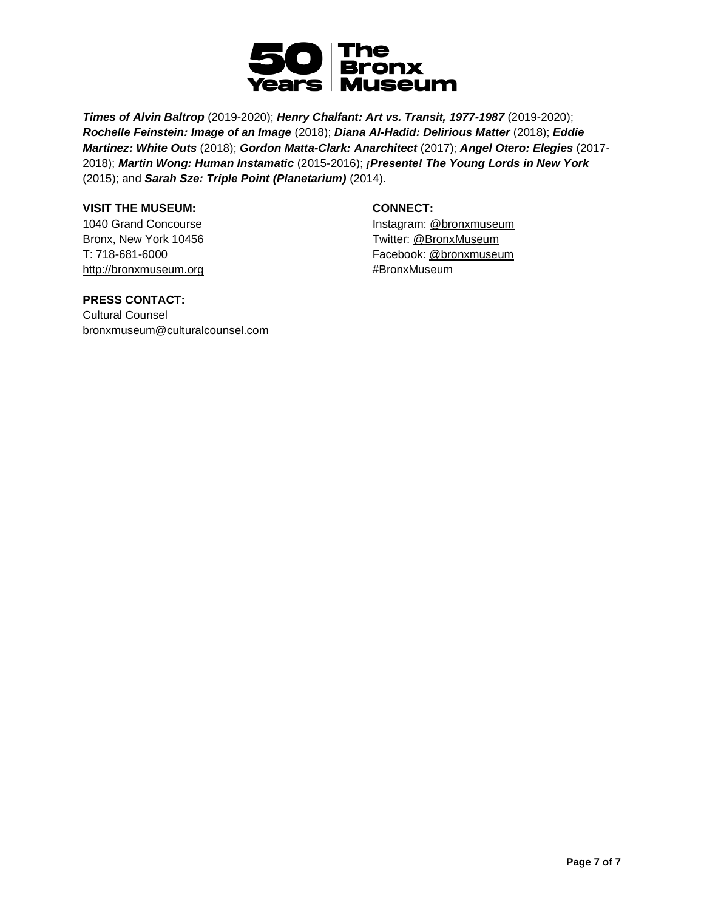***Times of Alvin Baltrop*** (2019-2020); ***Henry Chalfant: Art vs. Transit, 1977-1987*** (2019-2020); ***Rochelle Feinstein: Image of an Image*** (2018); ***Diana Al-Hadid: Delirious Matter*** (2018); ***Eddie Martinez: White Outs*** (2018); ***Gordon Matta-Clark: Anarchitect*** (2017); ***Angel Otero: Elegies*** (2017-2018); ***Martin Wong: Human Instamatic*** (2015-2016); ***¡Presente! The Young Lords in New York*** (2015); and ***Sarah Sze: Triple Point (Planetarium)*** (2014).

**VISIT THE MUSEUM:**
1040 Grand Concourse
Bronx, New York 10456
T: 718-681-6000
http://bronxmuseum.org

**CONNECT:**
Instagram: @bronxmuseum
Twitter: @BronxMuseum
Facebook: @bronxmuseum
#BronxMuseum

**PRESS CONTACT:**
Cultural Counsel
bronxmuseum@culturalcounsel.com